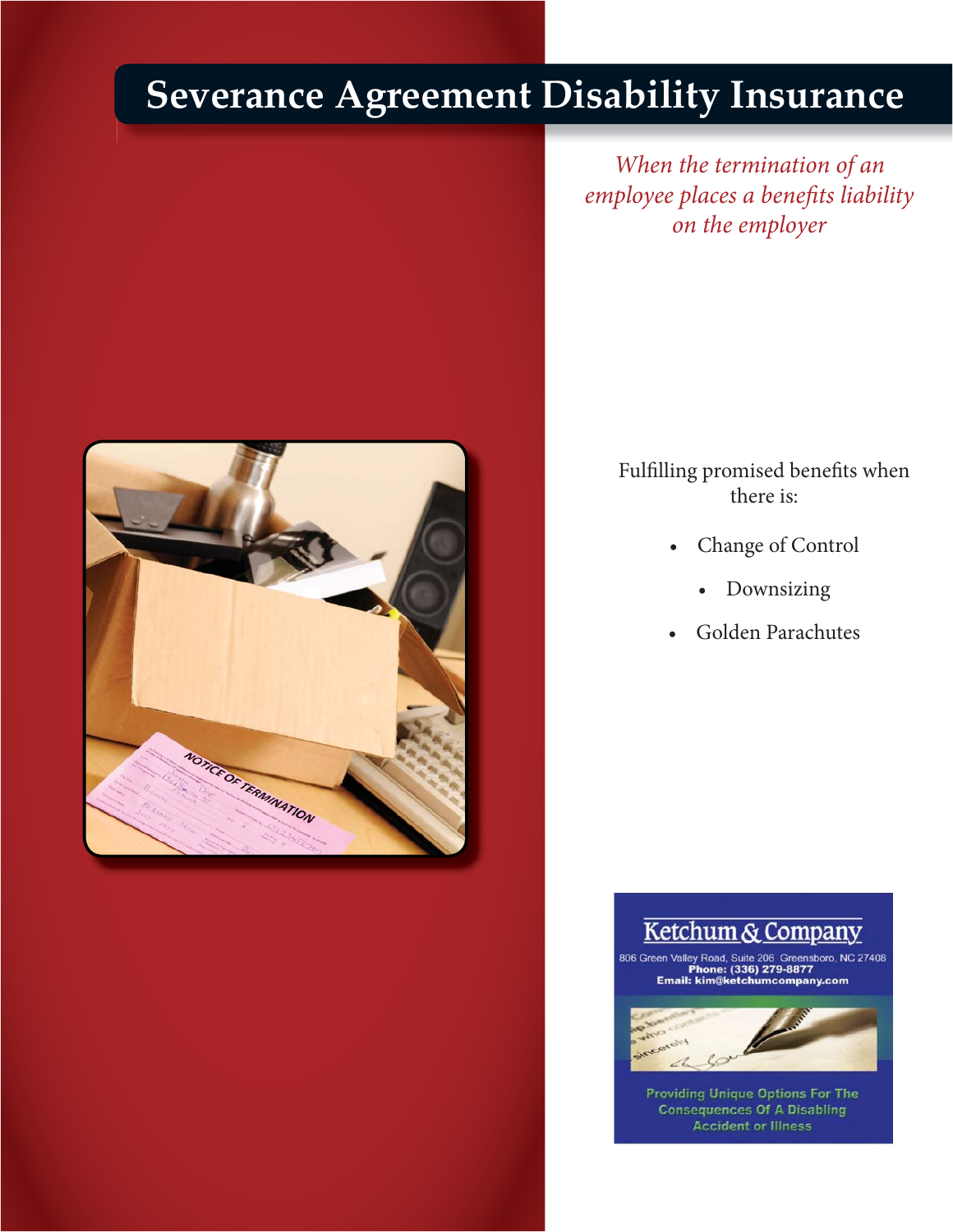# Severance Agreement Disability Insurance

*When the termination of an employee places a benefits liability on the employer*

Fulfilling promised benefits when there is:

- Change of Control
- Downsizing
- Golden Parachutes

**Ketchum & Company**

806 Green Valley Road, Suite 206 Greensboro, NC 27408
**Phone: (336) 279-8877**
**Email: kim@ketchumcompany.com**

Providing Unique Options For The Consequences Of A Disabling Accident or Illness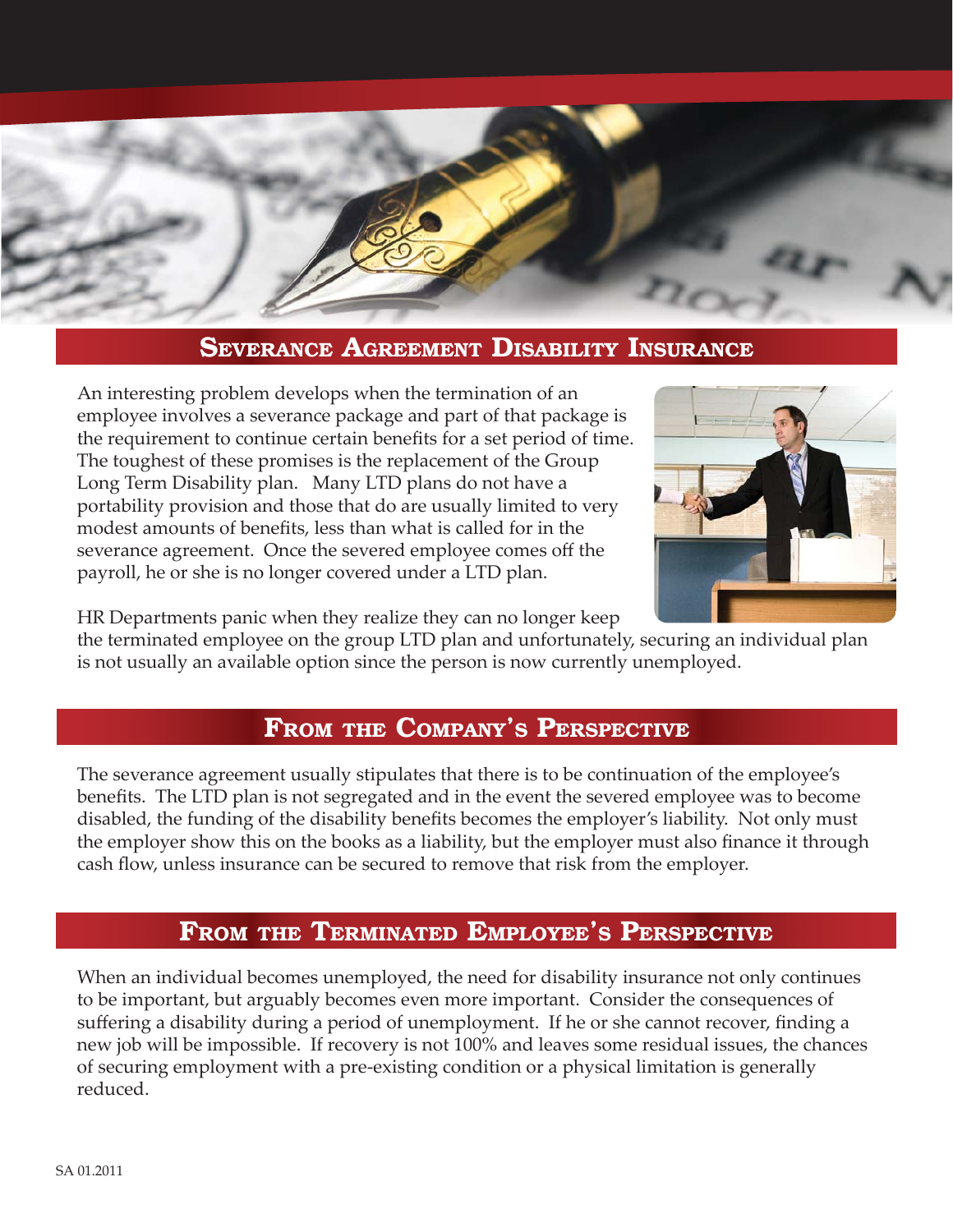## Severance Agreement Disability Insurance

An interesting problem develops when the termination of an employee involves a severance package and part of that package is the requirement to continue certain benefits for a set period of time. The toughest of these promises is the replacement of the Group Long Term Disability plan. Many LTD plans do not have a portability provision and those that do are usually limited to very modest amounts of benefits, less than what is called for in the severance agreement. Once the severed employee comes off the payroll, he or she is no longer covered under a LTD plan.

HR Departments panic when they realize they can no longer keep the terminated employee on the group LTD plan and unfortunately, securing an individual plan is not usually an available option since the person is now currently unemployed.

## From the Company's Perspective

The severance agreement usually stipulates that there is to be continuation of the employee's benefits. The LTD plan is not segregated and in the event the severed employee was to become disabled, the funding of the disability benefits becomes the employer's liability. Not only must the employer show this on the books as a liability, but the employer must also finance it through cash flow, unless insurance can be secured to remove that risk from the employer.

## From the Terminated Employee's Perspective

When an individual becomes unemployed, the need for disability insurance not only continues to be important, but arguably becomes even more important. Consider the consequences of suffering a disability during a period of unemployment. If he or she cannot recover, finding a new job will be impossible. If recovery is not 100% and leaves some residual issues, the chances of securing employment with a pre-existing condition or a physical limitation is generally reduced.

SA 01.2011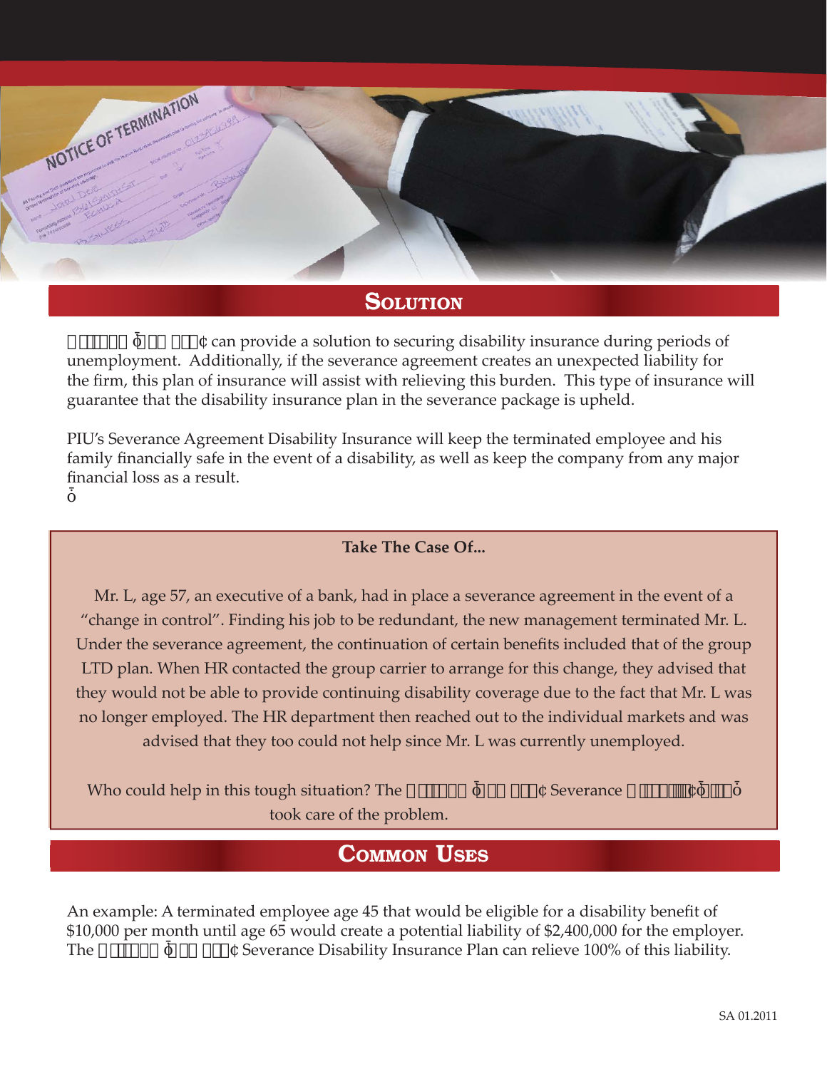## Solution

 can provide a solution to securing disability insurance during periods of unemployment. Additionally, if the severance agreement creates an unexpected liability for the firm, this plan of insurance will assist with relieving this burden. This type of insurance will guarantee that the disability insurance plan in the severance package is upheld.

PIU's Severance Agreement Disability Insurance will keep the terminated employee and his family financially safe in the event of a disability, as well as keep the company from any major financial loss as a result.

**Take The Case Of...**

Mr. L, age 57, an executive of a bank, had in place a severance agreement in the event of a "change in control". Finding his job to be redundant, the new management terminated Mr. L. Under the severance agreement, the continuation of certain benefits included that of the group LTD plan. When HR contacted the group carrier to arrange for this change, they advised that they would not be able to provide continuing disability coverage due to the fact that Mr. L was no longer employed. The HR department then reached out to the individual markets and was advised that they too could not help since Mr. L was currently unemployed.

Who could help in this tough situation? The  Severance  took care of the problem.

## Common Uses

An example: A terminated employee age 45 that would be eligible for a disability benefit of $10,000 per month until age 65 would create a potential liability of $2,400,000 for the employer. The  Severance Disability Insurance Plan can relieve 100% of this liability.

SA 01.2011